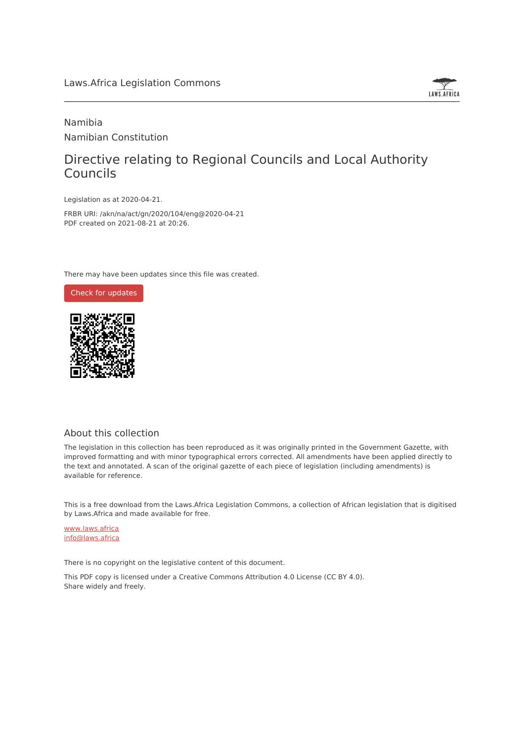Laws.Africa Legislation Commons

Namibia

Namibian Constitution

# Directive relating to Regional Councils and Local Authority Councils

Legislation as at 2020-04-21.

FRBR URI: /akn/na/act/gn/2020/104/eng@2020-04-21

PDF created on 2021-08-21 at 20:26.

There may have been updates since this file was created.

Check for updates

## About this collection

The legislation in this collection has been reproduced as it was originally printed in the Government Gazette, with improved formatting and with minor typographical errors corrected. All amendments have been applied directly to the text and annotated. A scan of the original gazette of each piece of legislation (including amendments) is available for reference.

This is a free download from the Laws.Africa Legislation Commons, a collection of African legislation that is digitised by Laws.Africa and made available for free.

www.laws.africa

info@laws.africa

There is no copyright on the legislative content of this document.

This PDF copy is licensed under a Creative Commons Attribution 4.0 License (CC BY 4.0). Share widely and freely.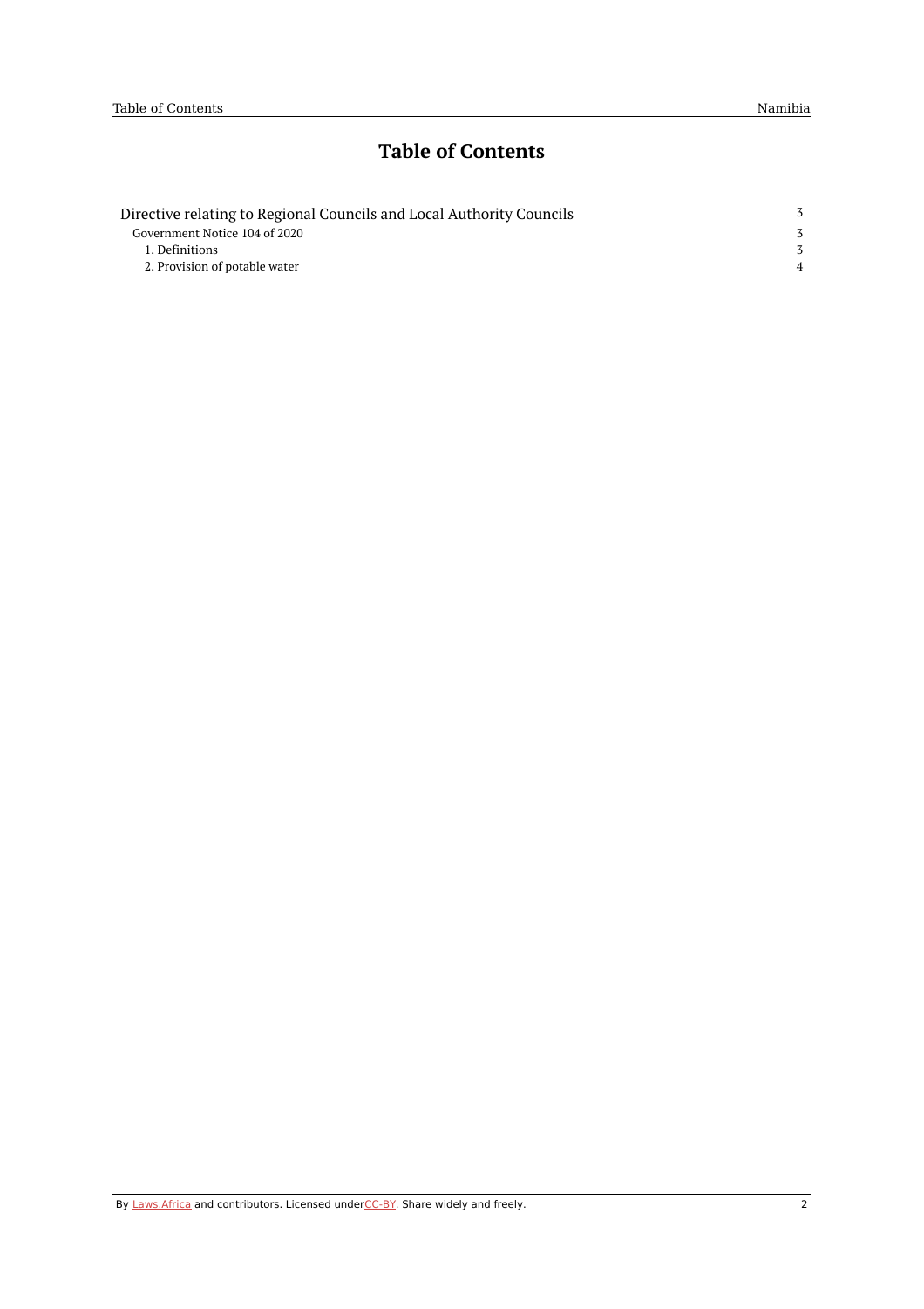# Table of Contents

- Directive relating to Regional Councils and Local Authority Councils — 3
  - Government Notice 104 of 2020 — 3
    - 1. Definitions — 3
    - 2. Provision of potable water — 4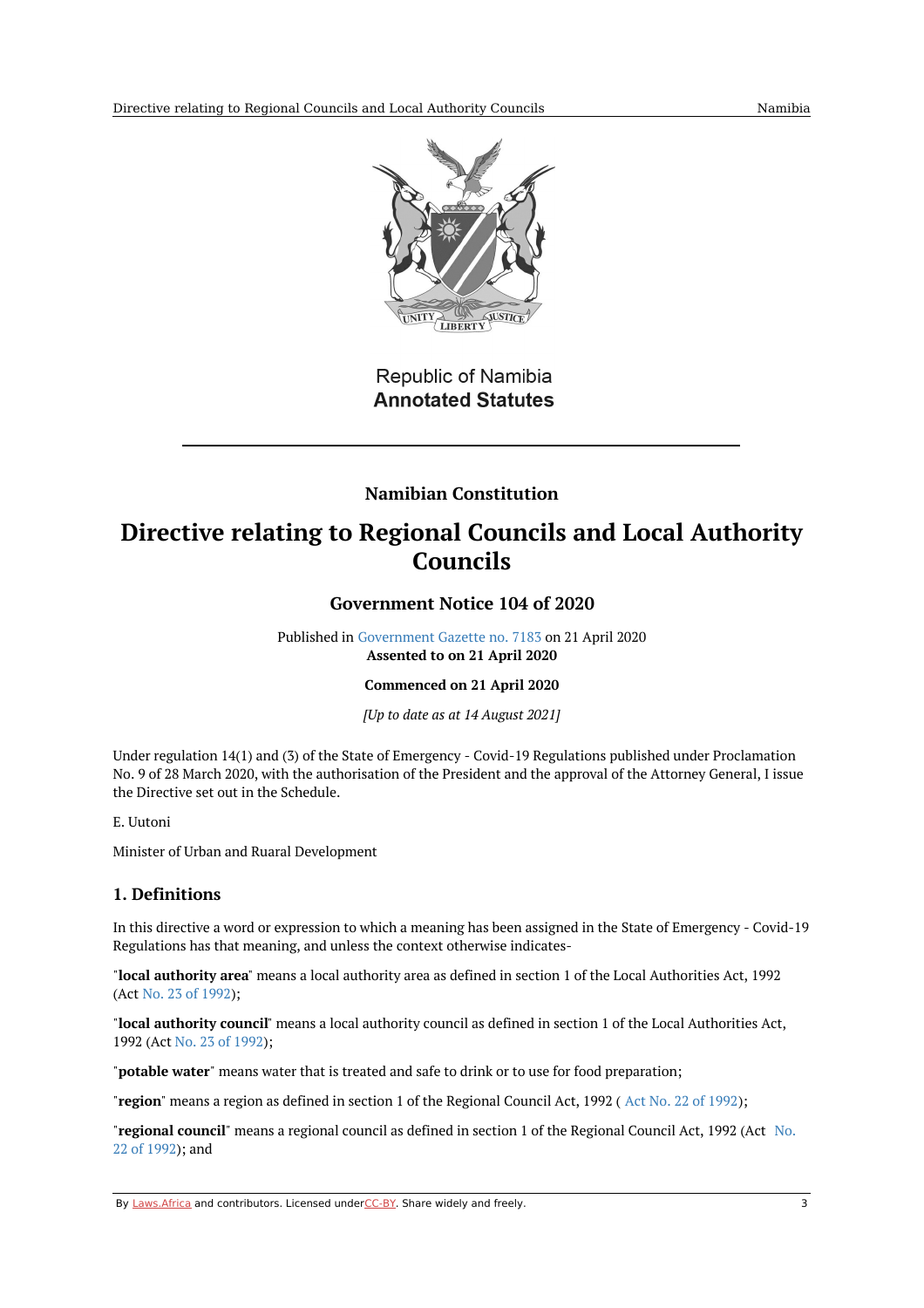Republic of Namibia
**Annotated Statutes**

**Namibian Constitution**

# Directive relating to Regional Councils and Local Authority Councils

### Government Notice 104 of 2020

Published in Government Gazette no. 7183 on 21 April 2020
**Assented to on 21 April 2020**

**Commenced on 21 April 2020**

*[Up to date as at 14 August 2021]*

Under regulation 14(1) and (3) of the State of Emergency - Covid-19 Regulations published under Proclamation No. 9 of 28 March 2020, with the authorisation of the President and the approval of the Attorney General, I issue the Directive set out in the Schedule.

E. Uutoni

Minister of Urban and Ruaral Development

## 1. Definitions

In this directive a word or expression to which a meaning has been assigned in the State of Emergency - Covid-19 Regulations has that meaning, and unless the context otherwise indicates-

"**local authority area**" means a local authority area as defined in section 1 of the Local Authorities Act, 1992 (Act No. 23 of 1992);

"**local authority council**" means a local authority council as defined in section 1 of the Local Authorities Act, 1992 (Act No. 23 of 1992);

"**potable water**" means water that is treated and safe to drink or to use for food preparation;

"**region**" means a region as defined in section 1 of the Regional Council Act, 1992 ( Act No. 22 of 1992);

"**regional council**" means a regional council as defined in section 1 of the Regional Council Act, 1992 (Act No. 22 of 1992); and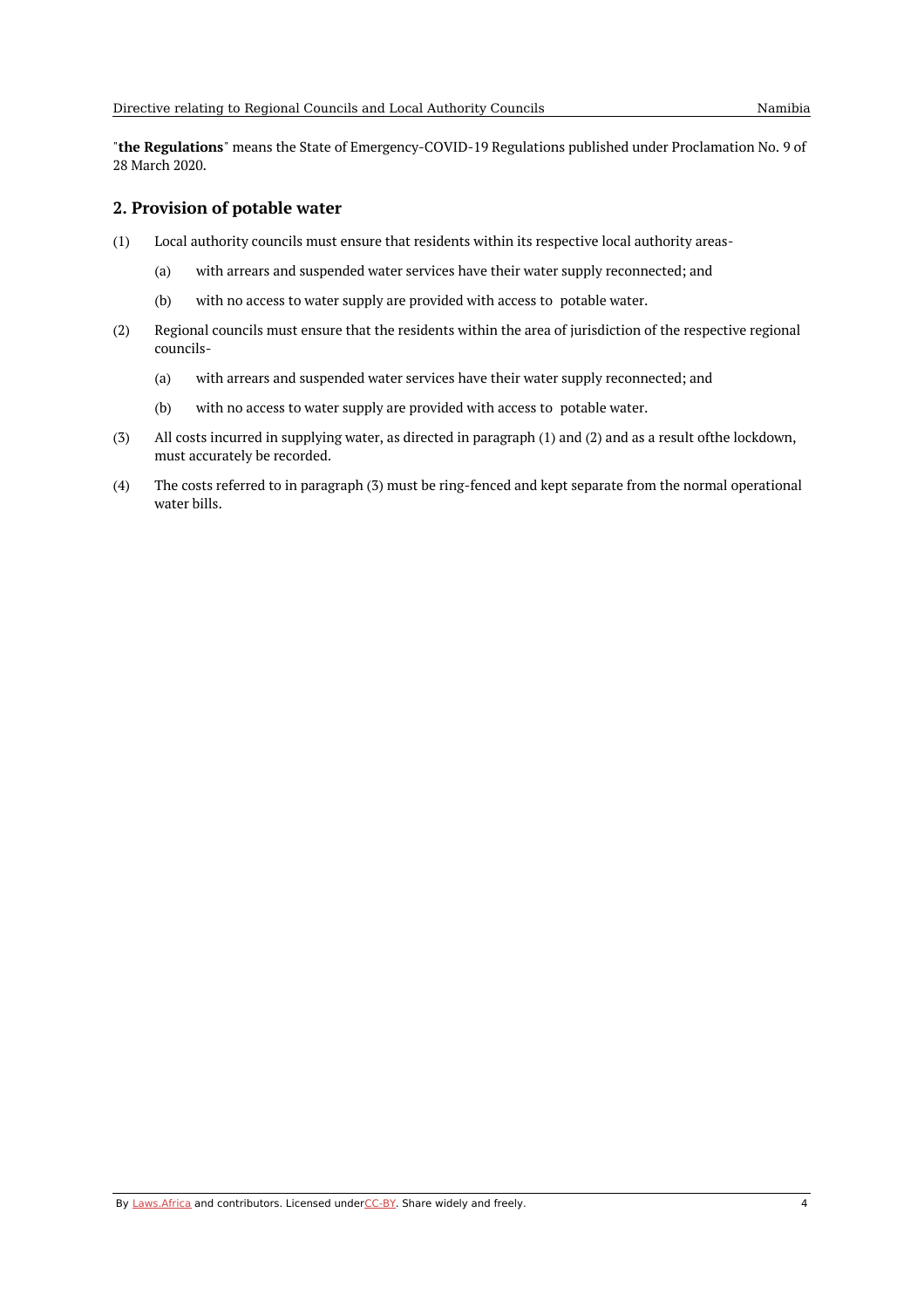"**the Regulations**" means the State of Emergency-COVID-19 Regulations published under Proclamation No. 9 of 28 March 2020.

## 2. Provision of potable water

(1) Local authority councils must ensure that residents within its respective local authority areas-

(a) with arrears and suspended water services have their water supply reconnected; and

(b) with no access to water supply are provided with access to potable water.

(2) Regional councils must ensure that the residents within the area of jurisdiction of the respective regional councils-

(a) with arrears and suspended water services have their water supply reconnected; and

(b) with no access to water supply are provided with access to potable water.

(3) All costs incurred in supplying water, as directed in paragraph (1) and (2) and as a result ofthe lockdown, must accurately be recorded.

(4) The costs referred to in paragraph (3) must be ring-fenced and kept separate from the normal operational water bills.